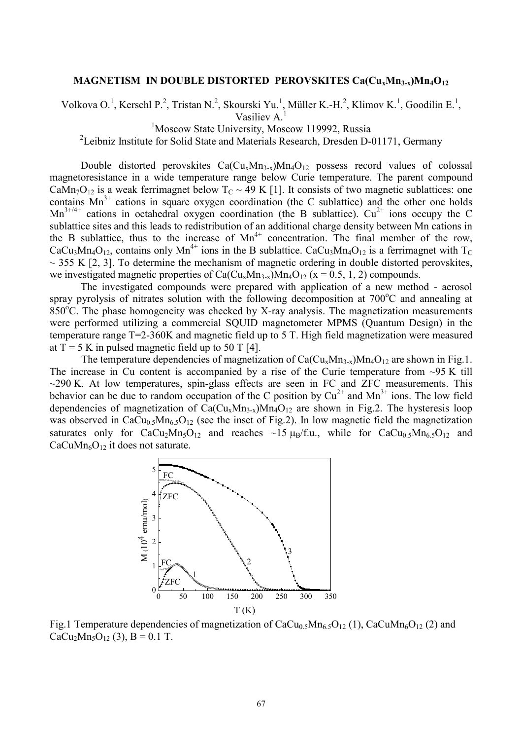# MAGNETISM IN DOUBLE DISTORTED PEROVSKITES $Ca(Cu_xMn_{3-x})Mn_4O_{12}$

Volkova O.[1], Kerschl P.[2], Tristan N.[2], Skourski Yu.[1], Müller K.-H.[2], Klimov K.[1], Goodilin E.[1], Vasiliev A.[1]

[1]Moscow State University, Moscow 119992, Russia

[2]Leibniz Institute for Solid State and Materials Research, Dresden D-01171, Germany

Double distorted perovskites $Ca(Cu_xMn_{3-x})Mn_4O_{12}$ possess record values of colossal magnetoresistance in a wide temperature range below Curie temperature. The parent compound $CaMn_7O_{12}$ is a weak ferrimagnet below $T_C \sim 49$ K [1]. It consists of two magnetic sublattices: one contains $Mn^{3+}$ cations in square oxygen coordination (the C sublattice) and the other one holds $Mn^{3+/4+}$ cations in octahedral oxygen coordination (the B sublattice). $Cu^{2+}$ ions occupy the C sublattice sites and this leads to redistribution of an additional charge density between Mn cations in the B sublattice, thus to the increase of $Mn^{4+}$ concentration. The final member of the row, $CaCu_3Mn_4O_{12}$, contains only $Mn^{4+}$ ions in the B sublattice. $CaCu_3Mn_4O_{12}$ is a ferrimagnet with $T_C \sim 355$ K [2, 3]. To determine the mechanism of magnetic ordering in double distorted perovskites, we investigated magnetic properties of $Ca(Cu_xMn_{3-x})Mn_4O_{12}$ (x = 0.5, 1, 2) compounds.

The investigated compounds were prepared with application of a new method - aerosol spray pyrolysis of nitrates solution with the following decomposition at 700°C and annealing at 850°C. The phase homogeneity was checked by X-ray analysis. The magnetization measurements were performed utilizing a commercial SQUID magnetometer MPMS (Quantum Design) in the temperature range T=2-360K and magnetic field up to 5 T. High field magnetization were measured at T = 5 K in pulsed magnetic field up to 50 T [4].

The temperature dependencies of magnetization of $Ca(Cu_xMn_{3-x})Mn_4O_{12}$ are shown in Fig.1. The increase in Cu content is accompanied by a rise of the Curie temperature from ~95 K till ~290 K. At low temperatures, spin-glass effects are seen in FC and ZFC measurements. This behavior can be due to random occupation of the C position by $Cu^{2+}$ and $Mn^{3+}$ ions. The low field dependencies of magnetization of $Ca(Cu_xMn_{3-x})Mn_4O_{12}$ are shown in Fig.2. The hysteresis loop was observed in $CaCu_{0.5}Mn_{6.5}O_{12}$ (see the inset of Fig.2). In low magnetic field the magnetization saturates only for $CaCu_2Mn_5O_{12}$ and reaches ~15 $\mu_B$/f.u., while for $CaCu_{0.5}Mn_{6.5}O_{12}$ and $CaCuMn_6O_{12}$ it does not saturate.

Fig.1 Temperature dependencies of magnetization of $CaCu_{0.5}Mn_{6.5}O_{12}$ (1), $CaCuMn_6O_{12}$ (2) and $CaCu_2Mn_5O_{12}$ (3), B = 0.1 T.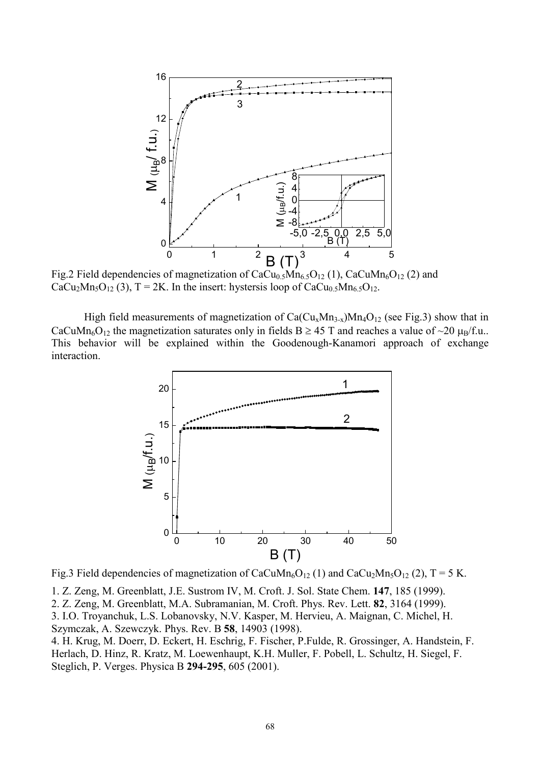16
12
8
4
0
0 1 2 3 4 5
B (T)
M ($\mu_B$/ f.u.)
2
3
1
8
4
0
-4
-8
-5,0 -2,5 0,0 2,5 5,0
B (T)
M ($\mu_B$/f.u.)

Fig.2 Field dependencies of magnetization of $CaCu_{0.5}Mn_{6.5}O_{12}$ (1), $CaCuMn_6O_{12}$ (2) and $CaCu_2Mn_5O_{12}$ (3), T = 2K. In the insert: hysteresis loop of $CaCu_{0.5}Mn_{6.5}O_{12}$.

High field measurements of magnetization of $Ca(Cu_xMn_{3-x})Mn_4O_{12}$ (see Fig.3) show that in $CaCuMn_6O_{12}$ the magnetization saturates only in fields $B \geq 45$ T and reaches a value of ~20 $\mu_B$/f.u.. This behavior will be explained within the Goodenough-Kanamori approach of exchange interaction.

20
15
10
5
0
0 10 20 30 40 50
B (T)
M ($\mu_B$/f.u.)
1
2

Fig.3 Field dependencies of magnetization of $CaCuMn_6O_{12}$ (1) and $CaCu_2Mn_5O_{12}$ (2), T = 5 K.

1. Z. Zeng, M. Greenblatt, J.E. Sustrom IV, M. Croft. J. Sol. State Chem. **147**, 185 (1999).
2. Z. Zeng, M. Greenblatt, M.A. Subramanian, M. Croft. Phys. Rev. Lett. **82**, 3164 (1999).
3. I.O. Troyanchuk, L.S. Lobanovsky, N.V. Kasper, M. Hervieu, A. Maignan, C. Michel, H. Szymczak, A. Szewczyk. Phys. Rev. B **58**, 14903 (1998).
4. H. Krug, M. Doerr, D. Eckert, H. Eschrig, F. Fischer, P.Fulde, R. Grossinger, A. Handstein, F. Herlach, D. Hinz, R. Kratz, M. Loewenhaupt, K.H. Muller, F. Pobell, L. Schultz, H. Siegel, F. Steglich, P. Verges. Physica B **294-295**, 605 (2001).